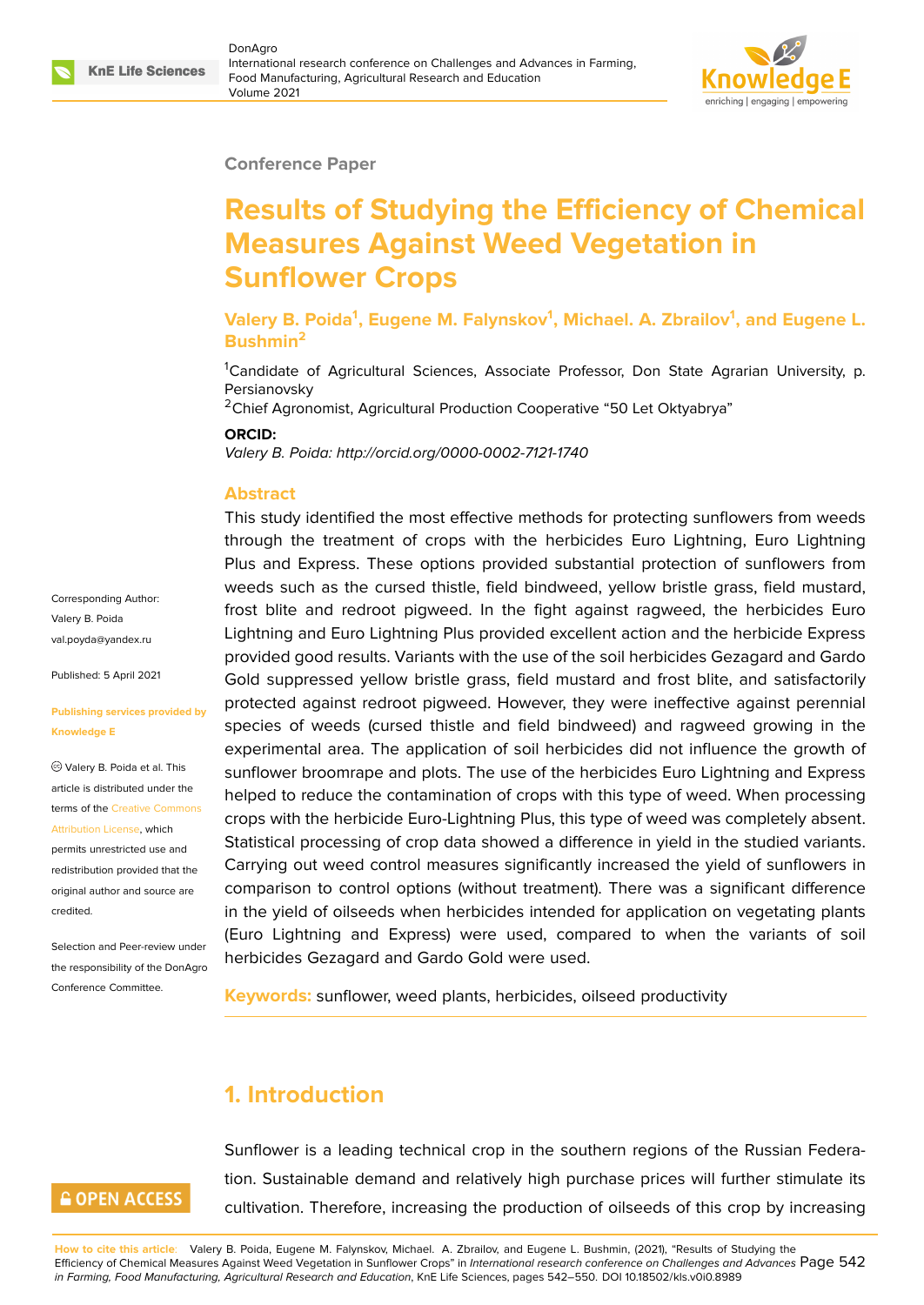Conference Paper

# Results of Studying the Efficiency of Chemical Measures Against Weed Vegetation in Sunflower Crops

**Valery B. Poida[1], Eugene M. Falynskov[1], Michael. A. Zbrailov[1], and Eugene L. Bushmin[2]**

[1]Candidate of Agricultural Sciences, Associate Professor, Don State Agrarian University, p. Persianovsky

[2]Chief Agronomist, Agricultural Production Cooperative "50 Let Oktyabrya"

**ORCID:**

*Valery B. Poida: http://orcid.org/0000-0002-7121-1740*

Corresponding Author: Valery B. Poida val.poyda@yandex.ru

Published: 5 April 2021

**Publishing services provided by Knowledge E**

© Valery B. Poida et al. This article is distributed under the terms of the Creative Commons Attribution License, which permits unrestricted use and redistribution provided that the original author and source are credited.

Selection and Peer-review under the responsibility of the DonAgro Conference Committee.

## Abstract

This study identified the most effective methods for protecting sunflowers from weeds through the treatment of crops with the herbicides Euro Lightning, Euro Lightning Plus and Express. These options provided substantial protection of sunflowers from weeds such as the cursed thistle, field bindweed, yellow bristle grass, field mustard, frost blite and redroot pigweed. In the fight against ragweed, the herbicides Euro Lightning and Euro Lightning Plus provided excellent action and the herbicide Express provided good results. Variants with the use of the soil herbicides Gezagard and Gardo Gold suppressed yellow bristle grass, field mustard and frost blite, and satisfactorily protected against redroot pigweed. However, they were ineffective against perennial species of weeds (cursed thistle and field bindweed) and ragweed growing in the experimental area. The application of soil herbicides did not influence the growth of sunflower broomrape and plots. The use of the herbicides Euro Lightning and Express helped to reduce the contamination of crops with this type of weed. When processing crops with the herbicide Euro-Lightning Plus, this type of weed was completely absent. Statistical processing of crop data showed a difference in yield in the studied variants. Carrying out weed control measures significantly increased the yield of sunflowers in comparison to control options (without treatment). There was a significant difference in the yield of oilseeds when herbicides intended for application on vegetating plants (Euro Lightning and Express) were used, compared to when the variants of soil herbicides Gezagard and Gardo Gold were used.

**Keywords:** sunflower, weed plants, herbicides, oilseed productivity

## 1. Introduction

Sunflower is a leading technical crop in the southern regions of the Russian Federation. Sustainable demand and relatively high purchase prices will further stimulate its cultivation. Therefore, increasing the production of oilseeds of this crop by increasing

**How to cite this article**: Valery B. Poida, Eugene M. Falynskov, Michael. A. Zbrailov, and Eugene L. Bushmin, (2021), "Results of Studying the Efficiency of Chemical Measures Against Weed Vegetation in Sunflower Crops" in *International research conference on Challenges and Advances in Farming, Food Manufacturing, Agricultural Research and Education*, KnE Life Sciences, pages 542–550. DOI 10.18502/kls.v0i0.8989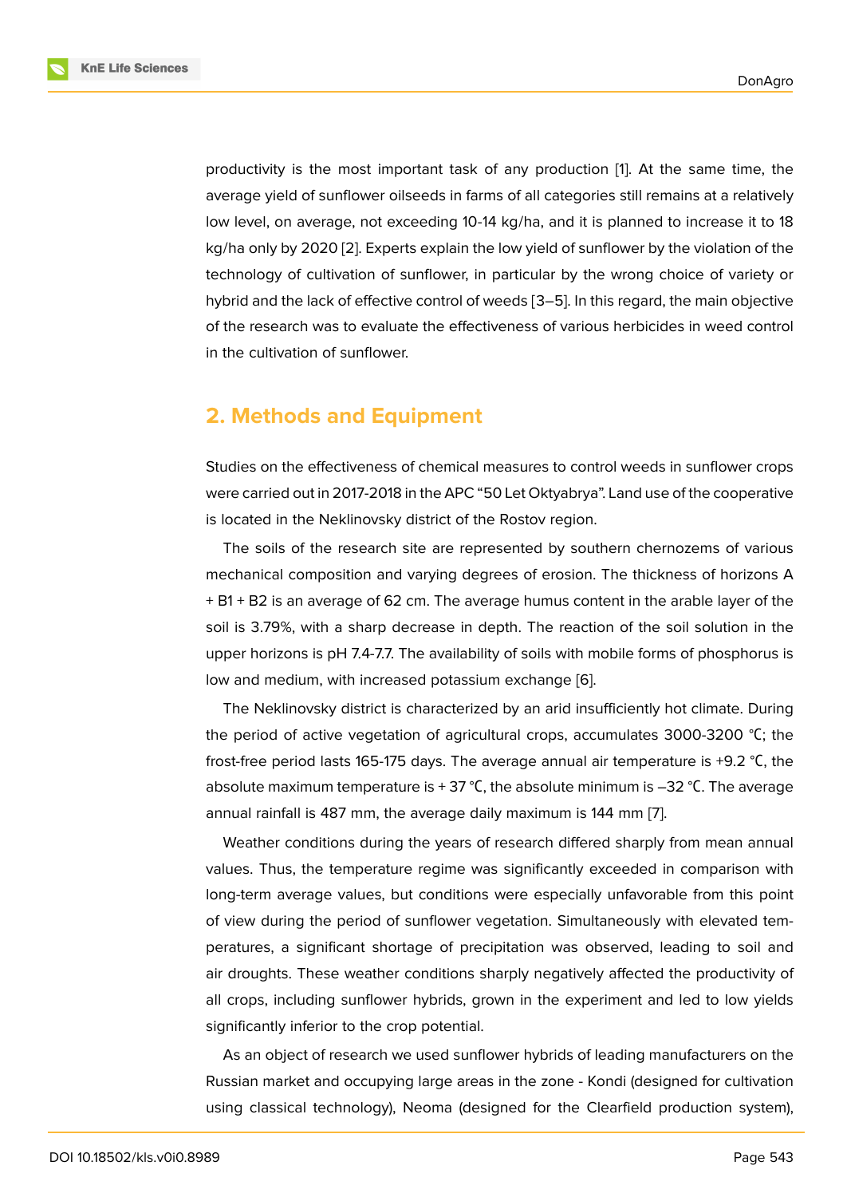productivity is the most important task of any production [1]. At the same time, the average yield of sunflower oilseeds in farms of all categories still remains at a relatively low level, on average, not exceeding 10-14 kg/ha, and it is planned to increase it to 18 kg/ha only by 2020 [2]. Experts explain the low yield of sunflower by the violation of the technology of cultivation of sunflower, in particular by the wrong choice of variety or hybrid and the lack of effective control of weeds [3–5]. In this regard, the main objective of the research was to evaluate the effectiveness of various herbicides in weed control in the cultivation of sunflower.

## 2. Methods and Equipment

Studies on the effectiveness of chemical measures to control weeds in sunflower crops were carried out in 2017-2018 in the APC "50 Let Oktyabrya". Land use of the cooperative is located in the Neklinovsky district of the Rostov region.

The soils of the research site are represented by southern chernozems of various mechanical composition and varying degrees of erosion. The thickness of horizons A + B1 + B2 is an average of 62 cm. The average humus content in the arable layer of the soil is 3.79%, with a sharp decrease in depth. The reaction of the soil solution in the upper horizons is pH 7.4-7.7. The availability of soils with mobile forms of phosphorus is low and medium, with increased potassium exchange [6].

The Neklinovsky district is characterized by an arid insufficiently hot climate. During the period of active vegetation of agricultural crops, accumulates 3000-3200 °C; the frost-free period lasts 165-175 days. The average annual air temperature is +9.2 °C, the absolute maximum temperature is + 37 °C, the absolute minimum is –32 °C. The average annual rainfall is 487 mm, the average daily maximum is 144 mm [7].

Weather conditions during the years of research differed sharply from mean annual values. Thus, the temperature regime was significantly exceeded in comparison with long-term average values, but conditions were especially unfavorable from this point of view during the period of sunflower vegetation. Simultaneously with elevated temperatures, a significant shortage of precipitation was observed, leading to soil and air droughts. These weather conditions sharply negatively affected the productivity of all crops, including sunflower hybrids, grown in the experiment and led to low yields significantly inferior to the crop potential.

As an object of research we used sunflower hybrids of leading manufacturers on the Russian market and occupying large areas in the zone - Kondi (designed for cultivation using classical technology), Neoma (designed for the Clearfield production system),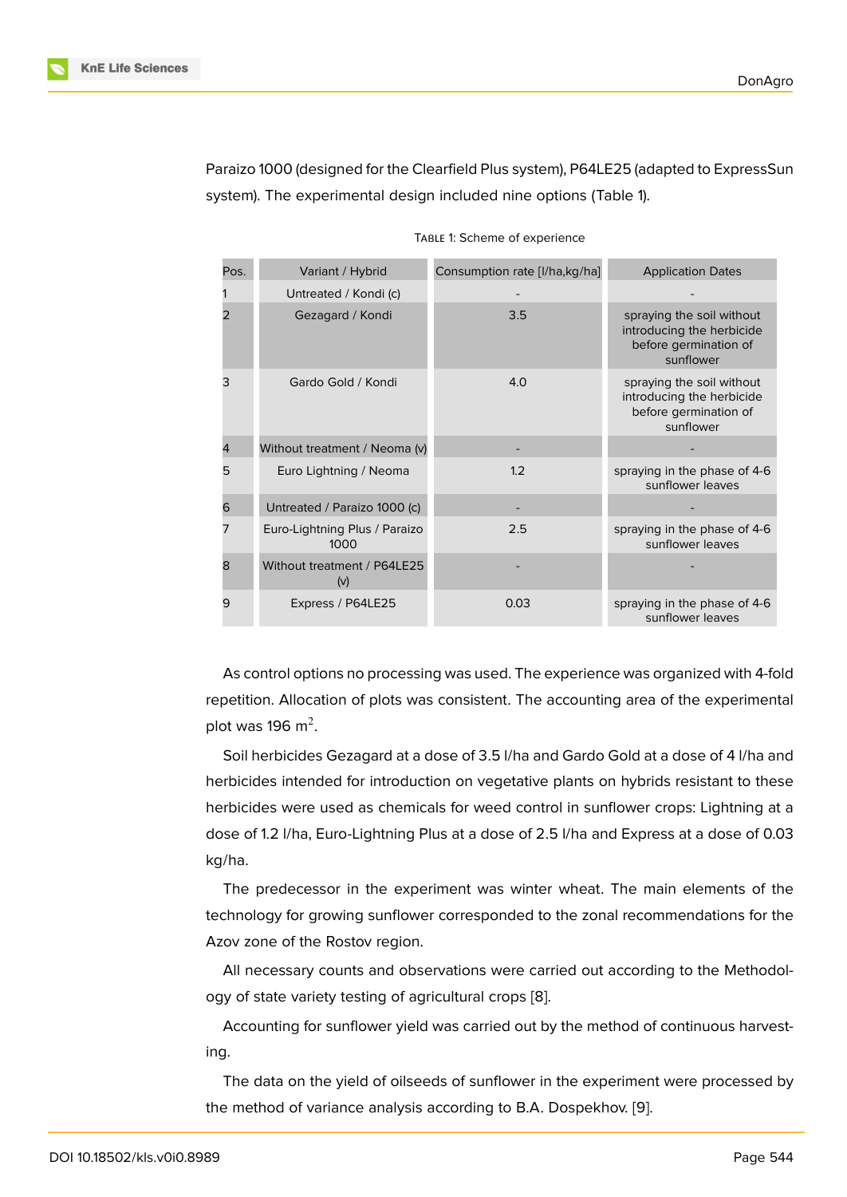Paraizo 1000 (designed for the Clearfield Plus system), P64LE25 (adapted to ExpressSun system). The experimental design included nine options (Table 1).

Table 1: Scheme of experience

| Pos. | Variant / Hybrid | Consumption rate [l/ha,kg/ha] | Application Dates |
|---|---|---|---|
| 1 | Untreated / Kondi (c) | - | - |
| 2 | Gezagard / Kondi | 3.5 | spraying the soil without introducing the herbicide before germination of sunflower |
| 3 | Gardo Gold / Kondi | 4.0 | spraying the soil without introducing the herbicide before germination of sunflower |
| 4 | Without treatment / Neoma (v) | - | - |
| 5 | Euro Lightning / Neoma | 1.2 | spraying in the phase of 4-6 sunflower leaves |
| 6 | Untreated / Paraizo 1000 (c) | - | - |
| 7 | Euro-Lightning Plus / Paraizo 1000 | 2.5 | spraying in the phase of 4-6 sunflower leaves |
| 8 | Without treatment / P64LE25 (v) | - | - |
| 9 | Express / P64LE25 | 0.03 | spraying in the phase of 4-6 sunflower leaves |

As control options no processing was used. The experience was organized with 4-fold repetition. Allocation of plots was consistent. The accounting area of the experimental plot was 196 $m^2$.

Soil herbicides Gezagard at a dose of 3.5 l/ha and Gardo Gold at a dose of 4 l/ha and herbicides intended for introduction on vegetative plants on hybrids resistant to these herbicides were used as chemicals for weed control in sunflower crops: Lightning at a dose of 1.2 l/ha, Euro-Lightning Plus at a dose of 2.5 l/ha and Express at a dose of 0.03 kg/ha.

The predecessor in the experiment was winter wheat. The main elements of the technology for growing sunflower corresponded to the zonal recommendations for the Azov zone of the Rostov region.

All necessary counts and observations were carried out according to the Methodology of state variety testing of agricultural crops [8].

Accounting for sunflower yield was carried out by the method of continuous harvesting.

The data on the yield of oilseeds of sunflower in the experiment were processed by the method of variance analysis according to B.A. Dospekhov. [9].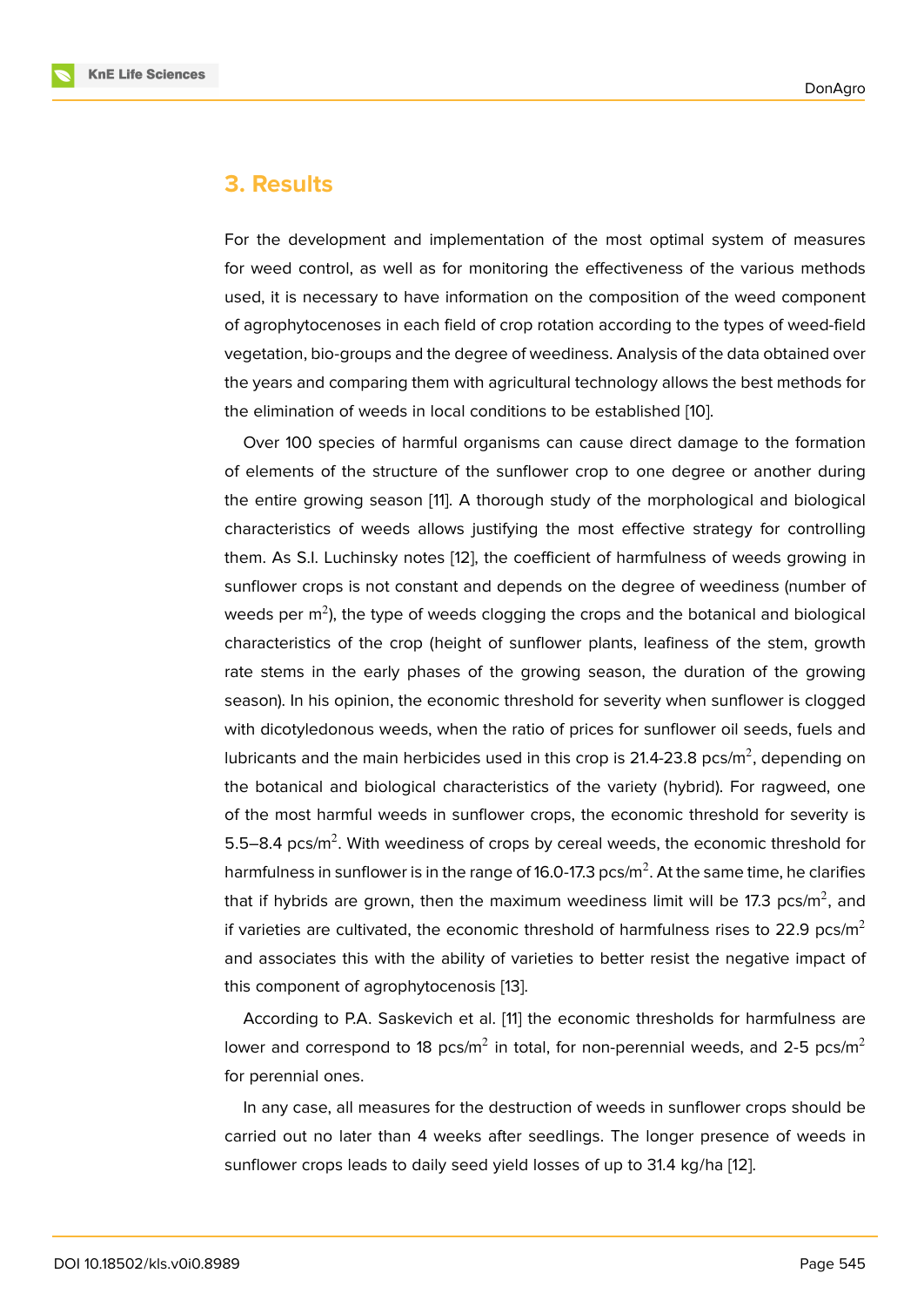## 3. Results

For the development and implementation of the most optimal system of measures for weed control, as well as for monitoring the effectiveness of the various methods used, it is necessary to have information on the composition of the weed component of agrophytocenoses in each field of crop rotation according to the types of weed-field vegetation, bio-groups and the degree of weediness. Analysis of the data obtained over the years and comparing them with agricultural technology allows the best methods for the elimination of weeds in local conditions to be established [10].

Over 100 species of harmful organisms can cause direct damage to the formation of elements of the structure of the sunflower crop to one degree or another during the entire growing season [11]. A thorough study of the morphological and biological characteristics of weeds allows justifying the most effective strategy for controlling them. As S.I. Luchinsky notes [12], the coefficient of harmfulness of weeds growing in sunflower crops is not constant and depends on the degree of weediness (number of weeds per m$^2$), the type of weeds clogging the crops and the botanical and biological characteristics of the crop (height of sunflower plants, leafiness of the stem, growth rate stems in the early phases of the growing season, the duration of the growing season). In his opinion, the economic threshold for severity when sunflower is clogged with dicotyledonous weeds, when the ratio of prices for sunflower oil seeds, fuels and lubricants and the main herbicides used in this crop is 21.4-23.8 pcs/m$^2$, depending on the botanical and biological characteristics of the variety (hybrid). For ragweed, one of the most harmful weeds in sunflower crops, the economic threshold for severity is 5.5–8.4 pcs/m$^2$. With weediness of crops by cereal weeds, the economic threshold for harmfulness in sunflower is in the range of 16.0-17.3 pcs/m$^2$. At the same time, he clarifies that if hybrids are grown, then the maximum weediness limit will be 17.3 pcs/m$^2$, and if varieties are cultivated, the economic threshold of harmfulness rises to 22.9 pcs/m$^2$ and associates this with the ability of varieties to better resist the negative impact of this component of agrophytocenosis [13].

According to P.A. Saskevich et al. [11] the economic thresholds for harmfulness are lower and correspond to 18 pcs/m$^2$ in total, for non-perennial weeds, and 2-5 pcs/m$^2$ for perennial ones.

In any case, all measures for the destruction of weeds in sunflower crops should be carried out no later than 4 weeks after seedlings. The longer presence of weeds in sunflower crops leads to daily seed yield losses of up to 31.4 kg/ha [12].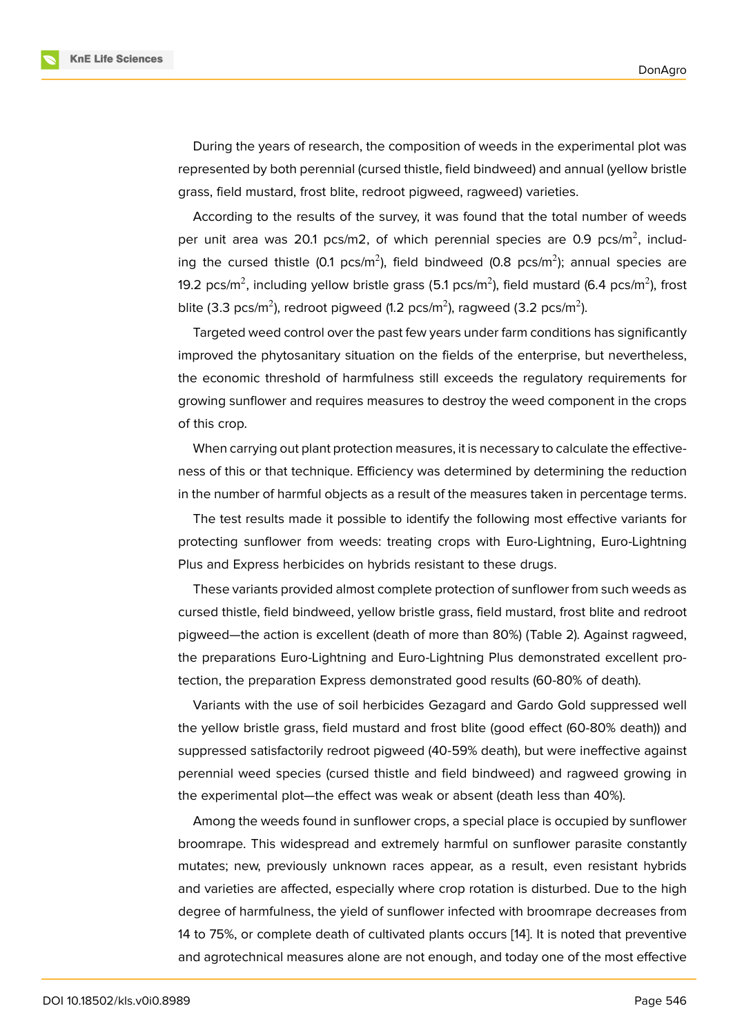During the years of research, the composition of weeds in the experimental plot was represented by both perennial (cursed thistle, field bindweed) and annual (yellow bristle grass, field mustard, frost blite, redroot pigweed, ragweed) varieties.

According to the results of the survey, it was found that the total number of weeds per unit area was 20.1 pcs/m2, of which perennial species are 0.9 pcs/$m^2$, including the cursed thistle (0.1 pcs/$m^2$), field bindweed (0.8 pcs/$m^2$); annual species are 19.2 pcs/$m^2$, including yellow bristle grass (5.1 pcs/$m^2$), field mustard (6.4 pcs/$m^2$), frost blite (3.3 pcs/$m^2$), redroot pigweed (1.2 pcs/$m^2$), ragweed (3.2 pcs/$m^2$).

Targeted weed control over the past few years under farm conditions has significantly improved the phytosanitary situation on the fields of the enterprise, but nevertheless, the economic threshold of harmfulness still exceeds the regulatory requirements for growing sunflower and requires measures to destroy the weed component in the crops of this crop.

When carrying out plant protection measures, it is necessary to calculate the effectiveness of this or that technique. Efficiency was determined by determining the reduction in the number of harmful objects as a result of the measures taken in percentage terms.

The test results made it possible to identify the following most effective variants for protecting sunflower from weeds: treating crops with Euro-Lightning, Euro-Lightning Plus and Express herbicides on hybrids resistant to these drugs.

These variants provided almost complete protection of sunflower from such weeds as cursed thistle, field bindweed, yellow bristle grass, field mustard, frost blite and redroot pigweed—the action is excellent (death of more than 80%) (Table 2). Against ragweed, the preparations Euro-Lightning and Euro-Lightning Plus demonstrated excellent protection, the preparation Express demonstrated good results (60-80% of death).

Variants with the use of soil herbicides Gezagard and Gardo Gold suppressed well the yellow bristle grass, field mustard and frost blite (good effect (60-80% death)) and suppressed satisfactorily redroot pigweed (40-59% death), but were ineffective against perennial weed species (cursed thistle and field bindweed) and ragweed growing in the experimental plot—the effect was weak or absent (death less than 40%).

Among the weeds found in sunflower crops, a special place is occupied by sunflower broomrape. This widespread and extremely harmful on sunflower parasite constantly mutates; new, previously unknown races appear, as a result, even resistant hybrids and varieties are affected, especially where crop rotation is disturbed. Due to the high degree of harmfulness, the yield of sunflower infected with broomrape decreases from 14 to 75%, or complete death of cultivated plants occurs [14]. It is noted that preventive and agrotechnical measures alone are not enough, and today one of the most effective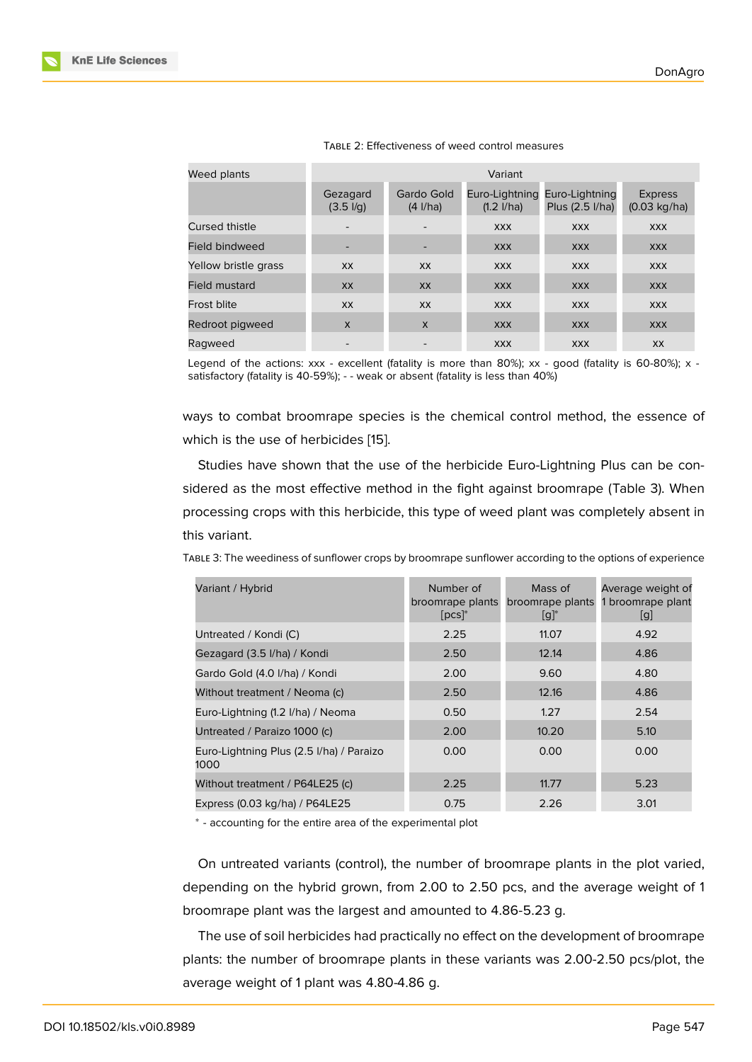Table 2: Effectiveness of weed control measures

| Weed plants | Variant | | | | |
|---|---|---|---|---|---|
| | Gezagard (3.5 l/g) | Gardo Gold (4 l/ha) | Euro-Lightning (1.2 l/ha) | Euro-Lightning Plus (2.5 l/ha) | Express (0.03 kg/ha) |
| Cursed thistle | - | - | xxx | xxx | xxx |
| Field bindweed | - | - | xxx | xxx | xxx |
| Yellow bristle grass | xx | xx | xxx | xxx | xxx |
| Field mustard | xx | xx | xxx | xxx | xxx |
| Frost blite | xx | xx | xxx | xxx | xxx |
| Redroot pigweed | x | x | xxx | xxx | xxx |
| Ragweed | - | - | xxx | xxx | xx |

Legend of the actions: xxx - excellent (fatality is more than 80%); xx - good (fatality is 60-80%); x - satisfactory (fatality is 40-59%); - - weak or absent (fatality is less than 40%)

ways to combat broomrape species is the chemical control method, the essence of which is the use of herbicides [15].

Studies have shown that the use of the herbicide Euro-Lightning Plus can be considered as the most effective method in the fight against broomrape (Table 3). When processing crops with this herbicide, this type of weed plant was completely absent in this variant.

Table 3: The weediness of sunflower crops by broomrape sunflower according to the options of experience

| Variant / Hybrid | Number of broomrape plants [pcs]* | Mass of broomrape plants [g]* | Average weight of 1 broomrape plant [g] |
|---|---|---|---|
| Untreated / Kondi (C) | 2.25 | 11.07 | 4.92 |
| Gezagard (3.5 l/ha) / Kondi | 2.50 | 12.14 | 4.86 |
| Gardo Gold (4.0 l/ha) / Kondi | 2.00 | 9.60 | 4.80 |
| Without treatment / Neoma (c) | 2.50 | 12.16 | 4.86 |
| Euro-Lightning (1.2 l/ha) / Neoma | 0.50 | 1.27 | 2.54 |
| Untreated / Paraizo 1000 (c) | 2.00 | 10.20 | 5.10 |
| Euro-Lightning Plus (2.5 l/ha) / Paraizo 1000 | 0.00 | 0.00 | 0.00 |
| Without treatment / P64LE25 (c) | 2.25 | 11.77 | 5.23 |
| Express (0.03 kg/ha) / P64LE25 | 0.75 | 2.26 | 3.01 |

* - accounting for the entire area of the experimental plot

On untreated variants (control), the number of broomrape plants in the plot varied, depending on the hybrid grown, from 2.00 to 2.50 pcs, and the average weight of 1 broomrape plant was the largest and amounted to 4.86-5.23 g.

The use of soil herbicides had practically no effect on the development of broomrape plants: the number of broomrape plants in these variants was 2.00-2.50 pcs/plot, the average weight of 1 plant was 4.80-4.86 g.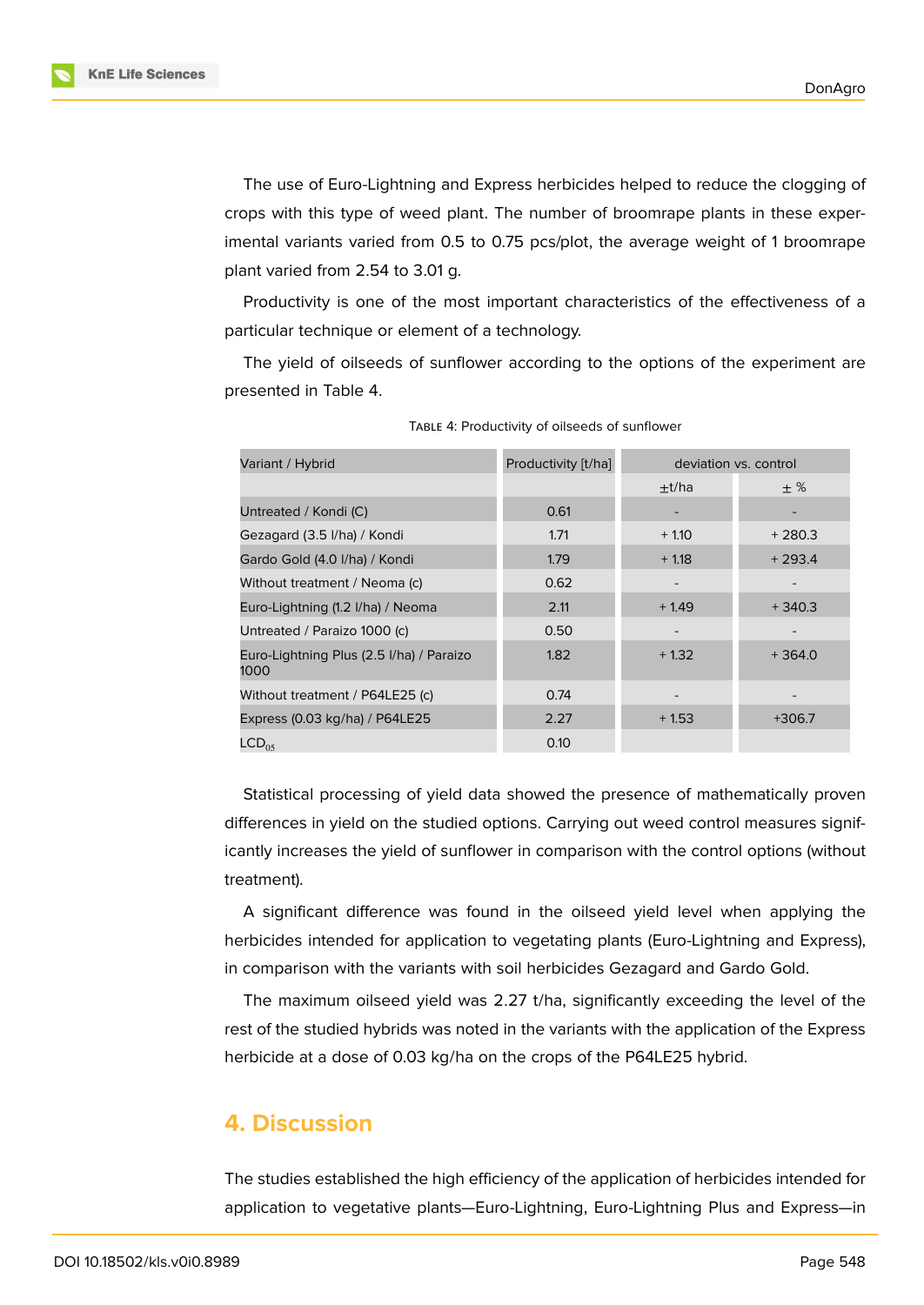The use of Euro-Lightning and Express herbicides helped to reduce the clogging of crops with this type of weed plant. The number of broomrape plants in these experimental variants varied from 0.5 to 0.75 pcs/plot, the average weight of 1 broomrape plant varied from 2.54 to 3.01 g.

Productivity is one of the most important characteristics of the effectiveness of a particular technique or element of a technology.

The yield of oilseeds of sunflower according to the options of the experiment are presented in Table 4.

TABLE 4: Productivity of oilseeds of sunflower

| Variant / Hybrid | Productivity [t/ha] | deviation vs. control | |
|---|---|---|---|
| | | ±t/ha | ± % |
| Untreated / Kondi (C) | 0.61 | - | - |
| Gezagard (3.5 l/ha) / Kondi | 1.71 | + 1.10 | + 280.3 |
| Gardo Gold (4.0 l/ha) / Kondi | 1.79 | + 1.18 | + 293.4 |
| Without treatment / Neoma (c) | 0.62 | - | - |
| Euro-Lightning (1.2 l/ha) / Neoma | 2.11 | + 1.49 | + 340.3 |
| Untreated / Paraizo 1000 (c) | 0.50 | - | - |
| Euro-Lightning Plus (2.5 l/ha) / Paraizo 1000 | 1.82 | + 1.32 | + 364.0 |
| Without treatment / P64LE25 (c) | 0.74 | - | - |
| Express (0.03 kg/ha) / P64LE25 | 2.27 | + 1.53 | +306.7 |
| $LCD_{05}$ | 0.10 | | |

Statistical processing of yield data showed the presence of mathematically proven differences in yield on the studied options. Carrying out weed control measures significantly increases the yield of sunflower in comparison with the control options (without treatment).

A significant difference was found in the oilseed yield level when applying the herbicides intended for application to vegetating plants (Euro-Lightning and Express), in comparison with the variants with soil herbicides Gezagard and Gardo Gold.

The maximum oilseed yield was 2.27 t/ha, significantly exceeding the level of the rest of the studied hybrids was noted in the variants with the application of the Express herbicide at a dose of 0.03 kg/ha on the crops of the P64LE25 hybrid.

## 4. Discussion

The studies established the high efficiency of the application of herbicides intended for application to vegetative plants—Euro-Lightning, Euro-Lightning Plus and Express—in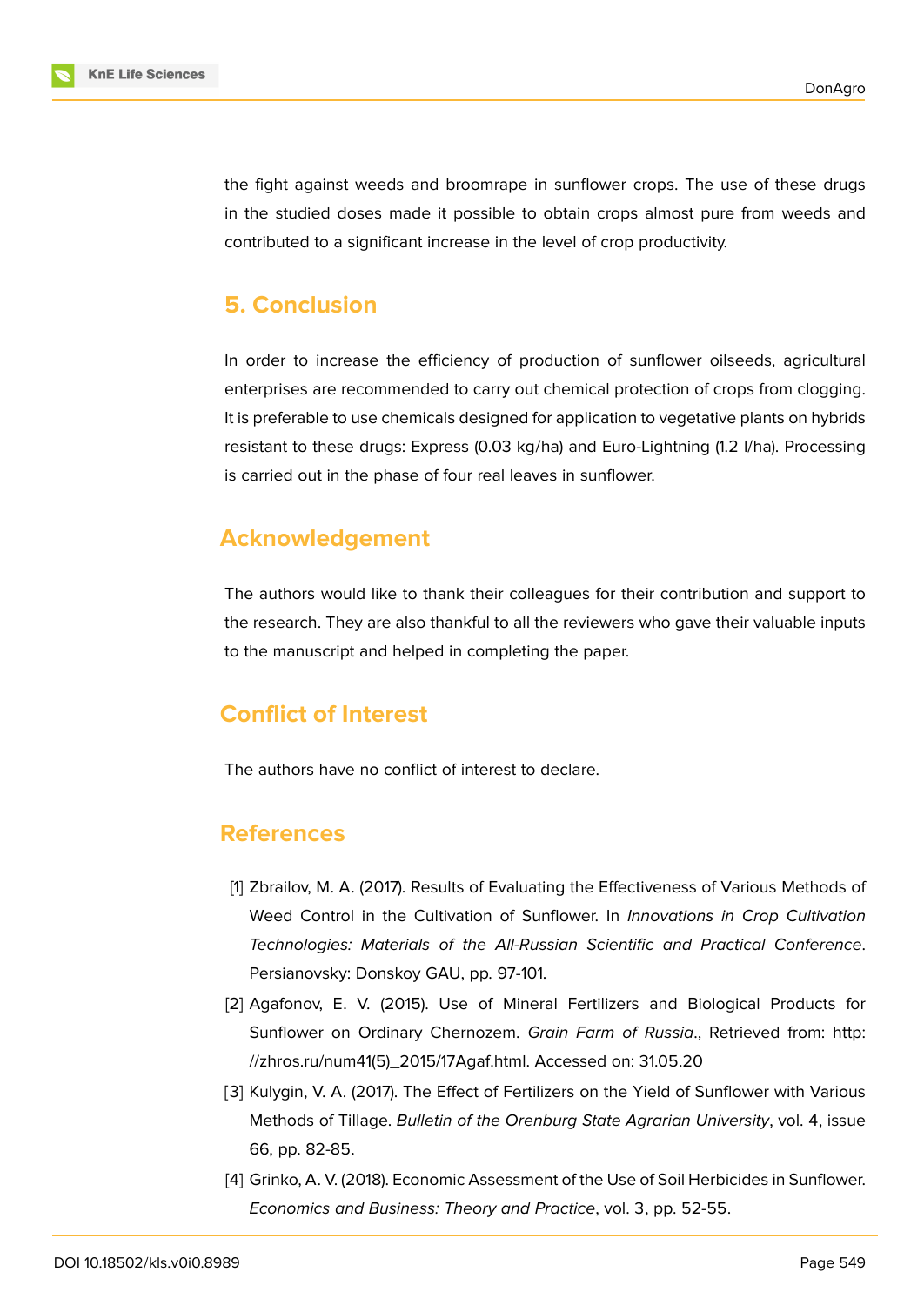the fight against weeds and broomrape in sunflower crops. The use of these drugs in the studied doses made it possible to obtain crops almost pure from weeds and contributed to a significant increase in the level of crop productivity.

## 5. Conclusion

In order to increase the efficiency of production of sunflower oilseeds, agricultural enterprises are recommended to carry out chemical protection of crops from clogging. It is preferable to use chemicals designed for application to vegetative plants on hybrids resistant to these drugs: Express (0.03 kg/ha) and Euro-Lightning (1.2 l/ha). Processing is carried out in the phase of four real leaves in sunflower.

## Acknowledgement

The authors would like to thank their colleagues for their contribution and support to the research. They are also thankful to all the reviewers who gave their valuable inputs to the manuscript and helped in completing the paper.

## Conflict of Interest

The authors have no conflict of interest to declare.

## References

[1] Zbrailov, M. A. (2017). Results of Evaluating the Effectiveness of Various Methods of Weed Control in the Cultivation of Sunflower. In *Innovations in Crop Cultivation Technologies: Materials of the All-Russian Scientific and Practical Conference*. Persianovsky: Donskoy GAU, pp. 97-101.

[2] Agafonov, E. V. (2015). Use of Mineral Fertilizers and Biological Products for Sunflower on Ordinary Chernozem. *Grain Farm of Russia*., Retrieved from: http://zhros.ru/num41(5)_2015/17Agaf.html. Accessed on: 31.05.20

[3] Kulygin, V. A. (2017). The Effect of Fertilizers on the Yield of Sunflower with Various Methods of Tillage. *Bulletin of the Orenburg State Agrarian University*, vol. 4, issue 66, pp. 82-85.

[4] Grinko, A. V. (2018). Economic Assessment of the Use of Soil Herbicides in Sunflower. *Economics and Business: Theory and Practice*, vol. 3, pp. 52-55.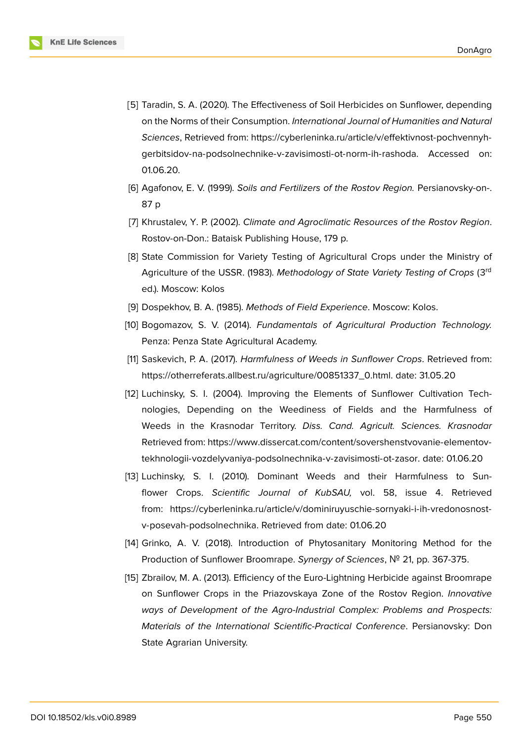[5] Taradin, S. A. (2020). The Effectiveness of Soil Herbicides on Sunflower, depending on the Norms of their Consumption. *International Journal of Humanities and Natural Sciences*, Retrieved from: https://cyberleninka.ru/article/v/effektivnost-pochvennyh-gerbitsidov-na-podsolnechnike-v-zavisimosti-ot-norm-ih-rashoda. Accessed on: 01.06.20.

[6] Agafonov, E. V. (1999). *Soils and Fertilizers of the Rostov Region.* Persianovsky-on-. 87 p

[7] Khrustalev, Y. P. (2002). *Climate and Agroclimatic Resources of the Rostov Region*. Rostov-on-Don.: Bataisk Publishing House, 179 p.

[8] State Commission for Variety Testing of Agricultural Crops under the Ministry of Agriculture of the USSR. (1983). *Methodology of State Variety Testing of Crops* (3rd ed.). Moscow: Kolos

[9] Dospekhov, B. A. (1985). *Methods of Field Experience*. Moscow: Kolos.

[10] Bogomazov, S. V. (2014). *Fundamentals of Agricultural Production Technology.* Penza: Penza State Agricultural Academy.

[11] Saskevich, P. A. (2017). *Harmfulness of Weeds in Sunflower Crops*. Retrieved from: https://otherreferats.allbest.ru/agriculture/00851337_0.html. date: 31.05.20

[12] Luchinsky, S. I. (2004). Improving the Elements of Sunflower Cultivation Technologies, Depending on the Weediness of Fields and the Harmfulness of Weeds in the Krasnodar Territory. *Diss. Cand. Agricult. Sciences. Krasnodar* Retrieved from: https://www.dissercat.com/content/sovershenstvovanie-elementov-tekhnologii-vozdelyvaniya-podsolnechnika-v-zavisimosti-ot-zasor. date: 01.06.20

[13] Luchinsky, S. I. (2010). Dominant Weeds and their Harmfulness to Sunflower Crops. *Scientific Journal of KubSAU,* vol. 58, issue 4. Retrieved from: https://cyberleninka.ru/article/v/dominiruyuschie-sornyaki-i-ih-vredonosnost-v-posevah-podsolnechnika. Retrieved from date: 01.06.20

[14] Grinko, A. V. (2018). Introduction of Phytosanitary Monitoring Method for the Production of Sunflower Broomrape. *Synergy of Sciences*, № 21, pp. 367-375.

[15] Zbrailov, M. A. (2013). Efficiency of the Euro-Lightning Herbicide against Broomrape on Sunflower Crops in the Priazovskaya Zone of the Rostov Region. *Innovative ways of Development of the Agro-Industrial Complex: Problems and Prospects: Materials of the International Scientific-Practical Conference*. Persianovsky: Don State Agrarian University.